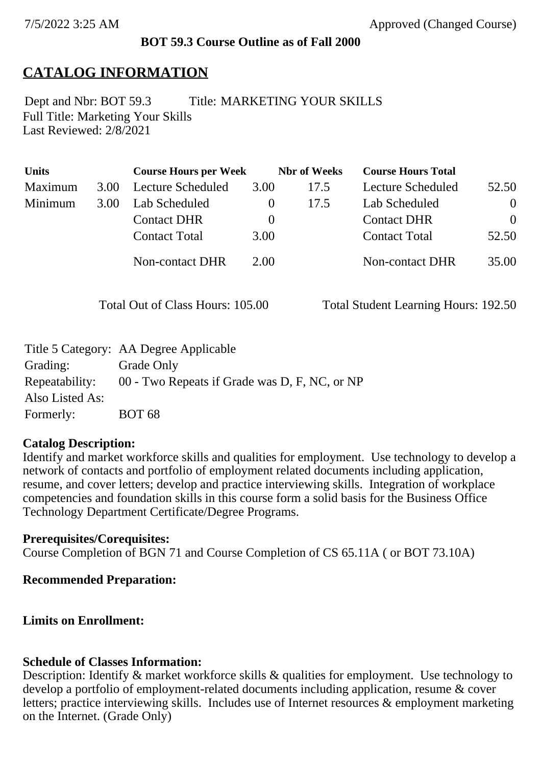7/5/2022 3:25 AM Approved (Changed Course)

**BOT 59.3 Course Outline as of Fall 2000**

# CATALOG INFORMATION

Dept and Nbr: BOT 59.3 Title: MARKETING YOUR SKILLS
Full Title: Marketing Your Skills
Last Reviewed: 2/8/2021

| Units | | Course Hours per Week | | Nbr of Weeks | Course Hours Total | |
|---|---|---|---|---|---|---|
| Maximum | 3.00 | Lecture Scheduled | 3.00 | 17.5 | Lecture Scheduled | 52.50 |
| Minimum | 3.00 | Lab Scheduled | 0 | 17.5 | Lab Scheduled | 0 |
| | | Contact DHR | 0 | | Contact DHR | 0 |
| | | Contact Total | 3.00 | | Contact Total | 52.50 |
| | | Non-contact DHR | 2.00 | | Non-contact DHR | 35.00 |

Total Out of Class Hours: 105.00 Total Student Learning Hours: 192.50

Title 5 Category: AA Degree Applicable
Grading: Grade Only
Repeatability: 00 - Two Repeats if Grade was D, F, NC, or NP
Also Listed As:
Formerly: BOT 68

**Catalog Description:**
Identify and market workforce skills and qualities for employment. Use technology to develop a network of contacts and portfolio of employment related documents including application, resume, and cover letters; develop and practice interviewing skills. Integration of workplace competencies and foundation skills in this course form a solid basis for the Business Office Technology Department Certificate/Degree Programs.

**Prerequisites/Corequisites:**
Course Completion of BGN 71 and Course Completion of CS 65.11A ( or BOT 73.10A)

**Recommended Preparation:**

**Limits on Enrollment:**

**Schedule of Classes Information:**
Description: Identify & market workforce skills & qualities for employment. Use technology to develop a portfolio of employment-related documents including application, resume & cover letters; practice interviewing skills. Includes use of Internet resources & employment marketing on the Internet. (Grade Only)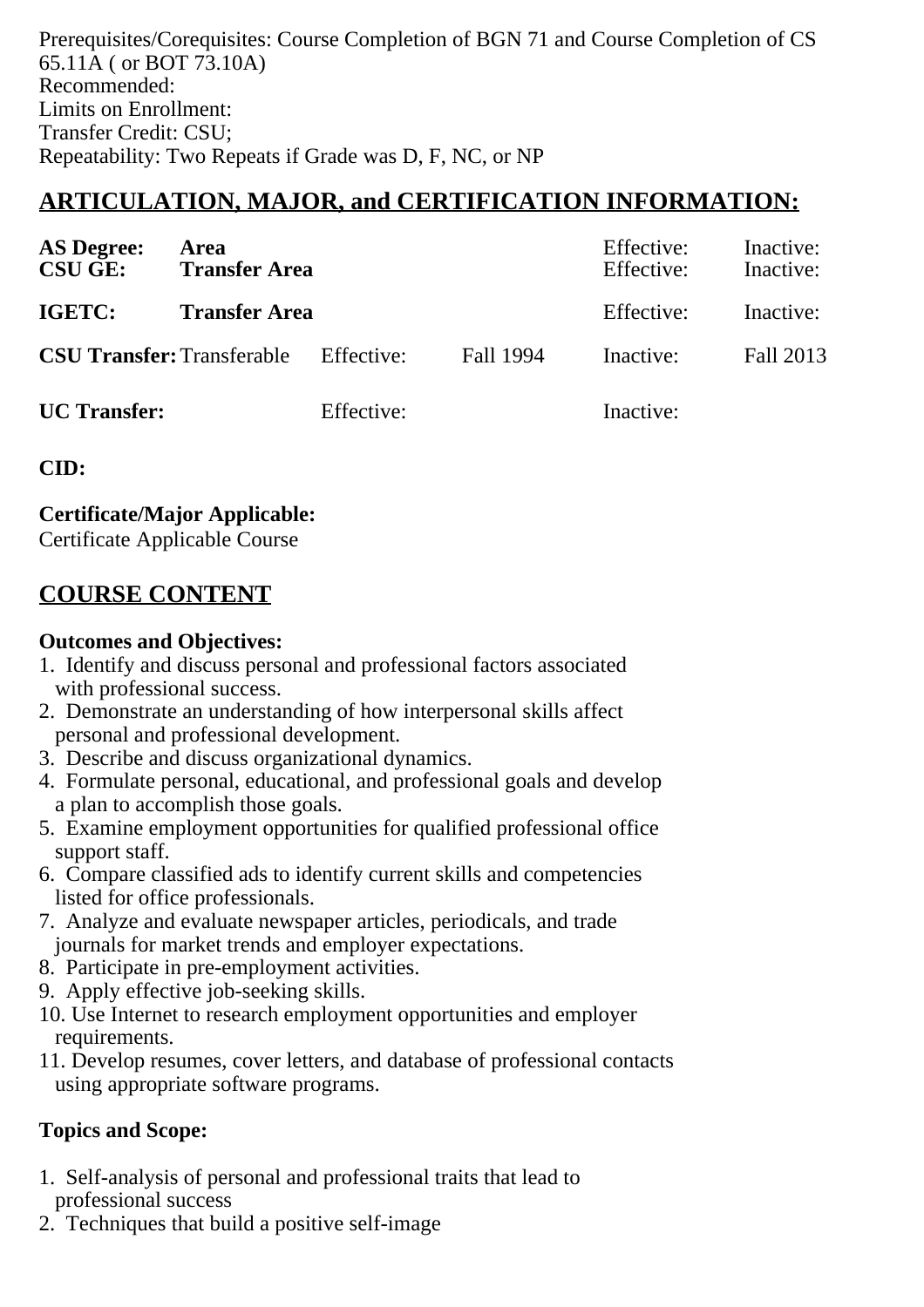Prerequisites/Corequisites: Course Completion of BGN 71 and Course Completion of CS 65.11A ( or BOT 73.10A)
Recommended:
Limits on Enrollment:
Transfer Credit: CSU;
Repeatability: Two Repeats if Grade was D, F, NC, or NP

## ARTICULATION, MAJOR, and CERTIFICATION INFORMATION:

| | | | | | |
|---|---|---|---|---|---|
| **AS Degree:** | **Area** | | | Effective: | Inactive: |
| **CSU GE:** | **Transfer Area** | | | Effective: | Inactive: |
| **IGETC:** | **Transfer Area** | | | Effective: | Inactive: |
| **CSU Transfer:** | Transferable | Effective: | Fall 1994 | Inactive: | Fall 2013 |
| **UC Transfer:** | | Effective: | | Inactive: | |

**CID:**

**Certificate/Major Applicable:**
Certificate Applicable Course

## COURSE CONTENT

**Outcomes and Objectives:**

1. Identify and discuss personal and professional factors associated with professional success.
2. Demonstrate an understanding of how interpersonal skills affect personal and professional development.
3. Describe and discuss organizational dynamics.
4. Formulate personal, educational, and professional goals and develop a plan to accomplish those goals.
5. Examine employment opportunities for qualified professional office support staff.
6. Compare classified ads to identify current skills and competencies listed for office professionals.
7. Analyze and evaluate newspaper articles, periodicals, and trade journals for market trends and employer expectations.
8. Participate in pre-employment activities.
9. Apply effective job-seeking skills.
10. Use Internet to research employment opportunities and employer requirements.
11. Develop resumes, cover letters, and database of professional contacts using appropriate software programs.

**Topics and Scope:**

1. Self-analysis of personal and professional traits that lead to professional success
2. Techniques that build a positive self-image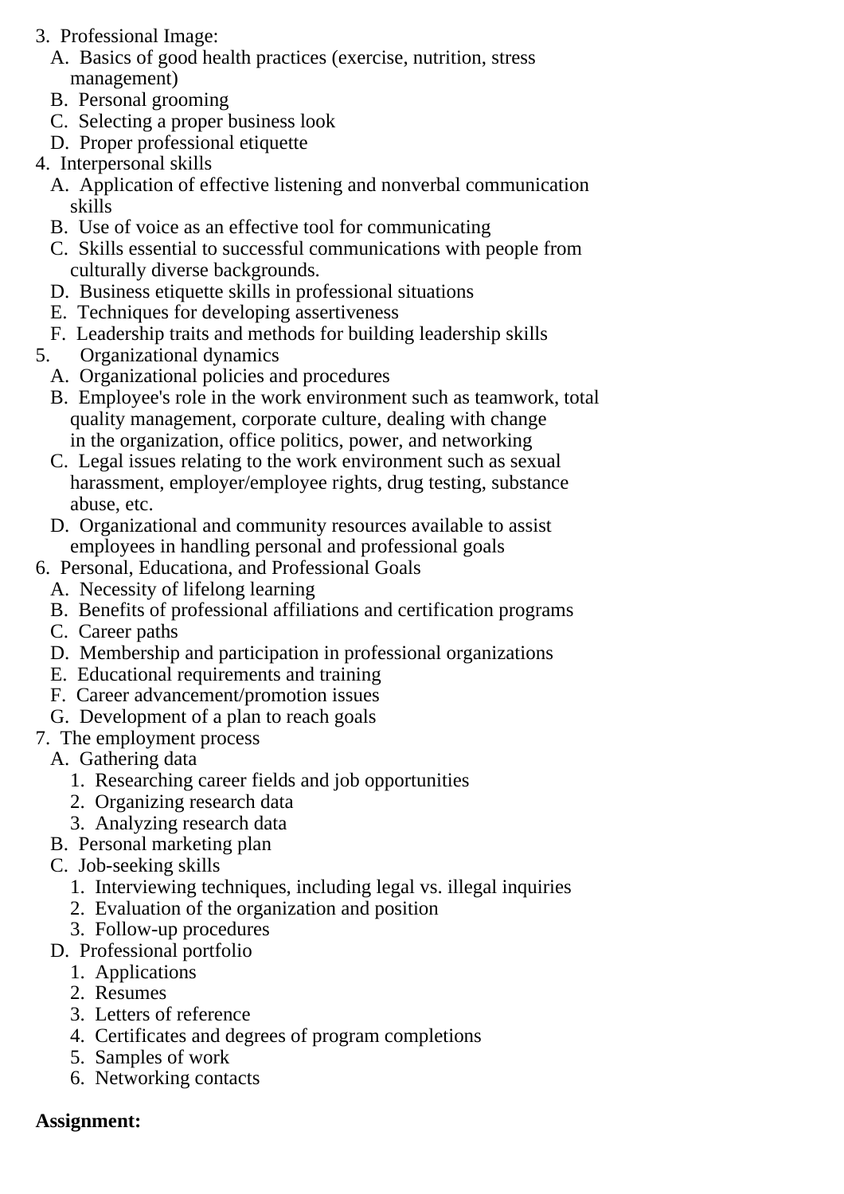3. Professional Image:
   A. Basics of good health practices (exercise, nutrition, stress management)
   B. Personal grooming
   C. Selecting a proper business look
   D. Proper professional etiquette
4. Interpersonal skills
   A. Application of effective listening and nonverbal communication skills
   B. Use of voice as an effective tool for communicating
   C. Skills essential to successful communications with people from culturally diverse backgrounds.
   D. Business etiquette skills in professional situations
   E. Techniques for developing assertiveness
   F. Leadership traits and methods for building leadership skills
5. Organizational dynamics
   A. Organizational policies and procedures
   B. Employee's role in the work environment such as teamwork, total quality management, corporate culture, dealing with change in the organization, office politics, power, and networking
   C. Legal issues relating to the work environment such as sexual harassment, employer/employee rights, drug testing, substance abuse, etc.
   D. Organizational and community resources available to assist employees in handling personal and professional goals
6. Personal, Educationa, and Professional Goals
   A. Necessity of lifelong learning
   B. Benefits of professional affiliations and certification programs
   C. Career paths
   D. Membership and participation in professional organizations
   E. Educational requirements and training
   F. Career advancement/promotion issues
   G. Development of a plan to reach goals
7. The employment process
   A. Gathering data
      1. Researching career fields and job opportunities
      2. Organizing research data
      3. Analyzing research data
   B. Personal marketing plan
   C. Job-seeking skills
      1. Interviewing techniques, including legal vs. illegal inquiries
      2. Evaluation of the organization and position
      3. Follow-up procedures
   D. Professional portfolio
      1. Applications
      2. Resumes
      3. Letters of reference
      4. Certificates and degrees of program completions
      5. Samples of work
      6. Networking contacts

**Assignment:**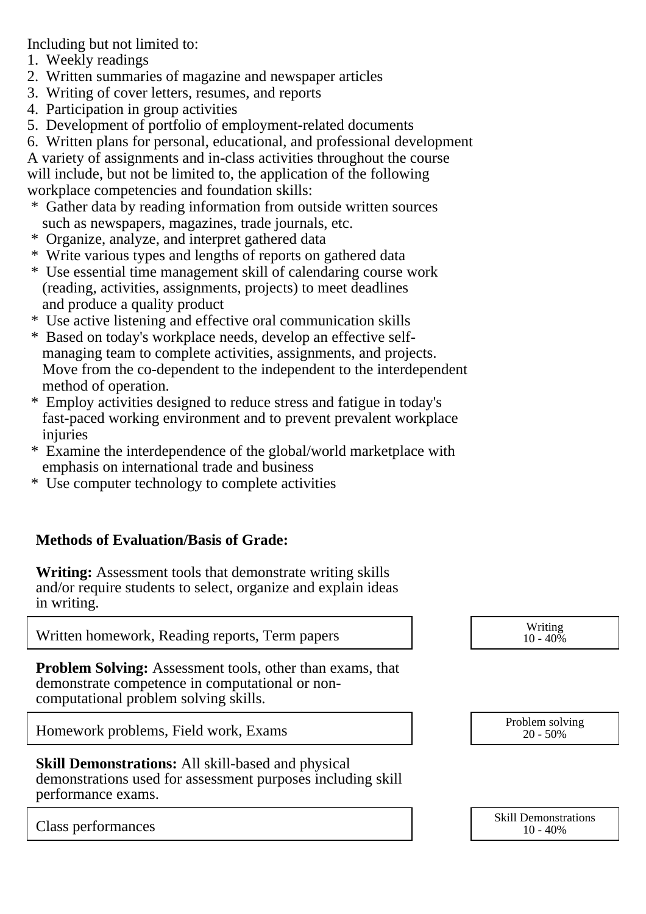Including but not limited to:

1. Weekly readings
2. Written summaries of magazine and newspaper articles
3. Writing of cover letters, resumes, and reports
4. Participation in group activities
5. Development of portfolio of employment-related documents
6. Written plans for personal, educational, and professional development

A variety of assignments and in-class activities throughout the course will include, but not be limited to, the application of the following workplace competencies and foundation skills:

* Gather data by reading information from outside written sources such as newspapers, magazines, trade journals, etc.
* Organize, analyze, and interpret gathered data
* Write various types and lengths of reports on gathered data
* Use essential time management skill of calendaring course work (reading, activities, assignments, projects) to meet deadlines and produce a quality product
* Use active listening and effective oral communication skills
* Based on today's workplace needs, develop an effective self-managing team to complete activities, assignments, and projects. Move from the co-dependent to the independent to the interdependent method of operation.
* Employ activities designed to reduce stress and fatigue in today's fast-paced working environment and to prevent prevalent workplace injuries
* Examine the interdependence of the global/world marketplace with emphasis on international trade and business
* Use computer technology to complete activities

**Methods of Evaluation/Basis of Grade:**

**Writing:** Assessment tools that demonstrate writing skills and/or require students to select, organize and explain ideas in writing.

| Written homework, Reading reports, Term papers | Writing 10 - 40% |
|---|---|

**Problem Solving:** Assessment tools, other than exams, that demonstrate competence in computational or non-computational problem solving skills.

| Homework problems, Field work, Exams | Problem solving 20 - 50% |
|---|---|

**Skill Demonstrations:** All skill-based and physical demonstrations used for assessment purposes including skill performance exams.

| Class performances | Skill Demonstrations 10 - 40% |
|---|---|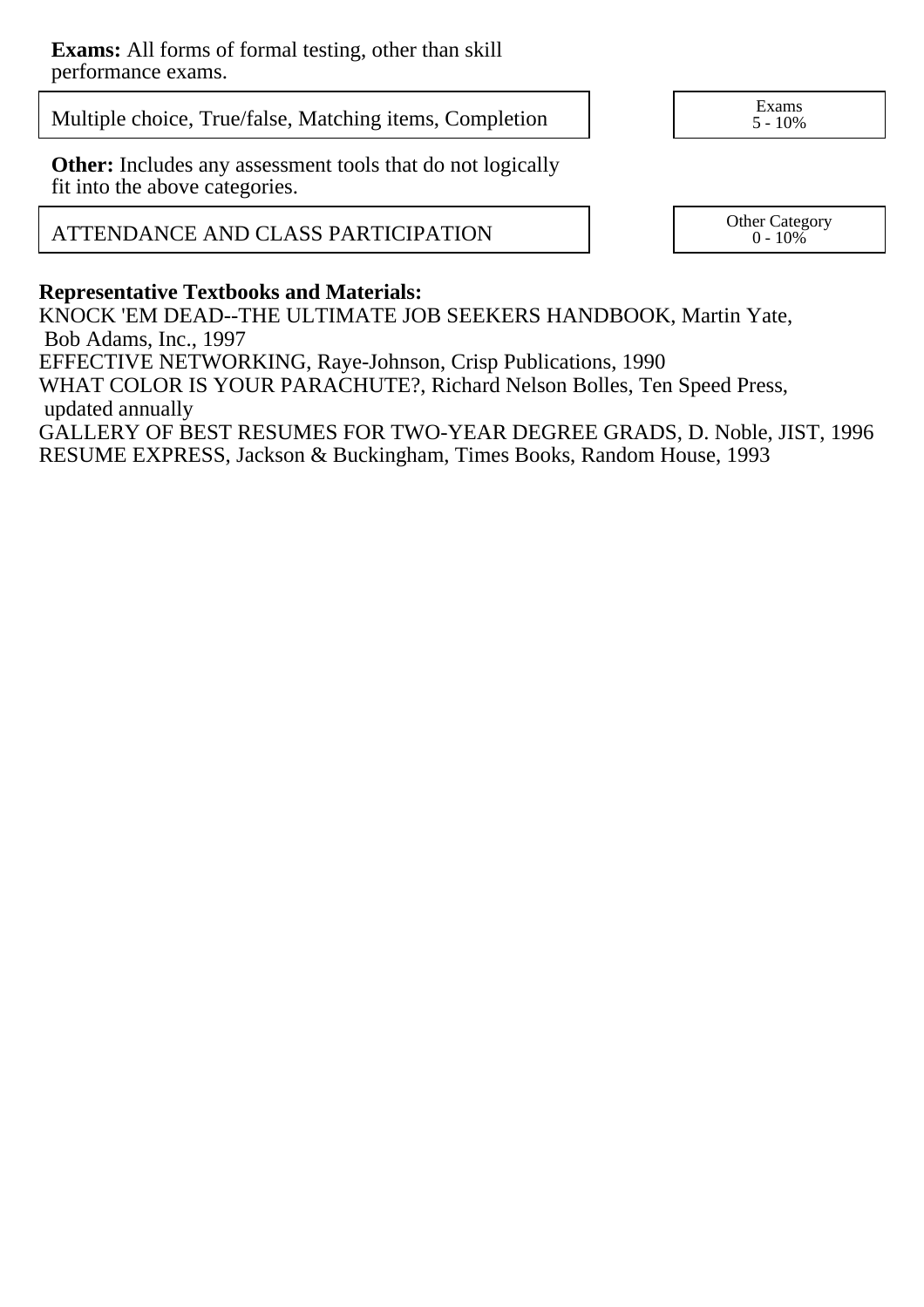**Exams:** All forms of formal testing, other than skill performance exams.

| | |
|---|---|
| Multiple choice, True/false, Matching items, Completion | Exams<br>5 - 10% |

**Other:** Includes any assessment tools that do not logically fit into the above categories.

| | |
|---|---|
| ATTENDANCE AND CLASS PARTICIPATION | Other Category<br>0 - 10% |

**Representative Textbooks and Materials:**

KNOCK 'EM DEAD--THE ULTIMATE JOB SEEKERS HANDBOOK, Martin Yate, Bob Adams, Inc., 1997
EFFECTIVE NETWORKING, Raye-Johnson, Crisp Publications, 1990
WHAT COLOR IS YOUR PARACHUTE?, Richard Nelson Bolles, Ten Speed Press, updated annually
GALLERY OF BEST RESUMES FOR TWO-YEAR DEGREE GRADS, D. Noble, JIST, 1996
RESUME EXPRESS, Jackson & Buckingham, Times Books, Random House, 1993